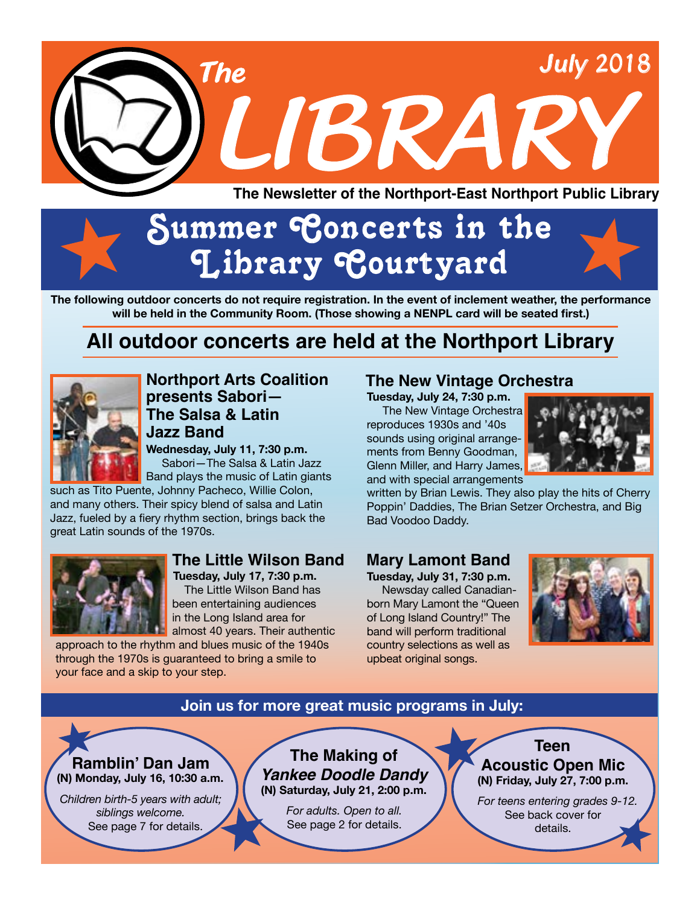# The LIBRARY

July 2018

**The Newsletter of the Northport-East Northport Public Library**

# Summer Concerts in the Library Courtyard

**The following outdoor concerts do not require registration. In the event of inclement weather, the performance will be held in the Community Room. (Those showing a NENPL card will be seated first.)**

## All outdoor concerts are held at the Northport Library

### Northport Arts Coalition presents Sabori—The Salsa & Latin Jazz Band

**Wednesday, July 11, 7:30 p.m.**

Sabori—The Salsa & Latin Jazz Band plays the music of Latin giants such as Tito Puente, Johnny Pacheco, Willie Colon, and many others. Their spicy blend of salsa and Latin Jazz, fueled by a fiery rhythm section, brings back the great Latin sounds of the 1970s.

### The Little Wilson Band

**Tuesday, July 17, 7:30 p.m.**

The Little Wilson Band has been entertaining audiences in the Long Island area for almost 40 years. Their authentic approach to the rhythm and blues music of the 1940s through the 1970s is guaranteed to bring a smile to your face and a skip to your step.

### The New Vintage Orchestra

**Tuesday, July 24, 7:30 p.m.**

The New Vintage Orchestra reproduces 1930s and '40s sounds using original arrangements from Benny Goodman, Glenn Miller, and Harry James, and with special arrangements written by Brian Lewis. They also play the hits of Cherry Poppin' Daddies, The Brian Setzer Orchestra, and Big Bad Voodoo Daddy.

### Mary Lamont Band

**Tuesday, July 31, 7:30 p.m.**

Newsday called Canadian-born Mary Lamont the "Queen of Long Island Country!" The band will perform traditional country selections as well as upbeat original songs.

## Join us for more great music programs in July:

**Ramblin' Dan Jam**
**(N) Monday, July 16, 10:30 a.m.**
*Children birth-5 years with adult; siblings welcome.*
See page 7 for details.

**The Making of *Yankee Doodle Dandy***
**(N) Saturday, July 21, 2:00 p.m.**
*For adults. Open to all.*
See page 2 for details.

**Teen Acoustic Open Mic**
**(N) Friday, July 27, 7:00 p.m.**
*For teens entering grades 9-12.*
See back cover for details.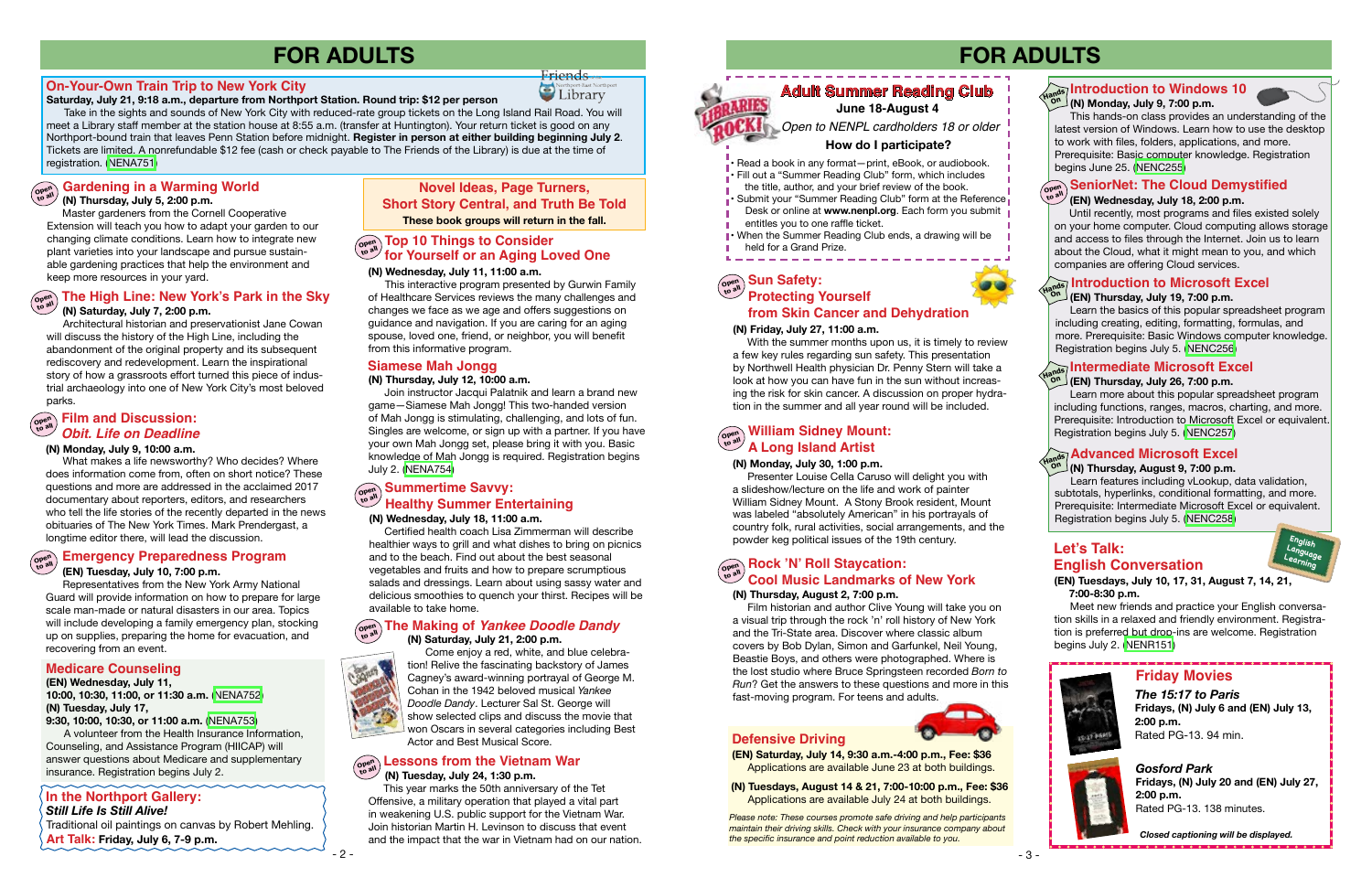# FOR ADULTS

## On-Your-Own Train Trip to New York City

**Saturday, July 21, 9:18 a.m., departure from Northport Station. Round trip: $12 per person**

Take in the sights and sounds of New York City with reduced-rate group tickets on the Long Island Rail Road. You will meet a Library staff member at the station house at 8:55 a.m. (transfer at Huntington). Your return ticket is good on any Northport-bound train that leaves Penn Station before midnight. **Register in person at either building beginning July 2**. Tickets are limited. A nonrefundable $12 fee (cash or check payable to The Friends of the Library) is due at the time of registration. (NENA751)

## Gardening in a Warming World

**(N) Thursday, July 5, 2:00 p.m.**

Master gardeners from the Cornell Cooperative Extension will teach you how to adapt your garden to our changing climate conditions. Learn how to integrate new plant varieties into your landscape and pursue sustainable gardening practices that help the environment and keep more resources in your yard.

## The High Line: New York's Park in the Sky

**(N) Saturday, July 7, 2:00 p.m.**

Architectural historian and preservationist Jane Cowan will discuss the history of the High Line, including the abandonment of the original property and its subsequent rediscovery and redevelopment. Learn the inspirational story of how a grassroots effort turned this piece of industrial archaeology into one of New York City's most beloved parks.

## Film and Discussion: *Obit. Life on Deadline*

**(N) Monday, July 9, 10:00 a.m.**

What makes a life newsworthy? Who decides? Where does information come from, often on short notice? These questions and more are addressed in the acclaimed 2017 documentary about reporters, editors, and researchers who tell the life stories of the recently departed in the news obituaries of The New York Times. Mark Prendergast, a longtime editor there, will lead the discussion.

## Emergency Preparedness Program

**(EN) Tuesday, July 10, 7:00 p.m.**

Representatives from the New York Army National Guard will provide information on how to prepare for large scale man-made or natural disasters in our area. Topics will include developing a family emergency plan, stocking up on supplies, preparing the home for evacuation, and recovering from an event.

## Medicare Counseling

**(EN) Wednesday, July 11,**
**10:00, 10:30, 11:00, or 11:30 a.m.** (NENA752)
**(N) Tuesday, July 17,**
**9:30, 10:00, 10:30, or 11:00 a.m.** (NENA753)

A volunteer from the Health Insurance Information, Counseling, and Assistance Program (HIICAP) will answer questions about Medicare and supplementary insurance. Registration begins July 2.

## In the Northport Gallery:

***Still Life Is Still Alive!***

Traditional oil paintings on canvas by Robert Mehling.

**Art Talk: Friday, July 6, 7-9 p.m.**

## Novel Ideas, Page Turners, Short Story Central, and Truth Be Told

**These book groups will return in the fall.**

## Top 10 Things to Consider for Yourself or an Aging Loved One

**(N) Wednesday, July 11, 11:00 a.m.**

This interactive program presented by Gurwin Family of Healthcare Services reviews the many challenges and changes we face as we age and offers suggestions on guidance and navigation. If you are caring for an aging spouse, loved one, friend, or neighbor, you will benefit from this informative program.

## Siamese Mah Jongg

**(N) Thursday, July 12, 10:00 a.m.**

Join instructor Jacqui Palatnik and learn a brand new game—Siamese Mah Jongg! This two-handed version of Mah Jongg is stimulating, challenging, and lots of fun. Singles are welcome, or sign up with a partner. If you have your own Mah Jongg set, please bring it with you. Basic knowledge of Mah Jongg is required. Registration begins July 2. (NENA754)

## Summertime Savvy: Healthy Summer Entertaining

**(N) Wednesday, July 18, 11:00 a.m.**

Certified health coach Lisa Zimmerman will describe healthier ways to grill and what dishes to bring on picnics and to the beach. Find out about the best seasonal vegetables and fruits and how to prepare scrumptious salads and dressings. Learn about using sassy water and delicious smoothies to quench your thirst. Recipes will be available to take home.

## The Making of *Yankee Doodle Dandy*

**(N) Saturday, July 21, 2:00 p.m.**

Come enjoy a red, white, and blue celebration! Relive the fascinating backstory of James Cagney's award-winning portrayal of George M. Cohan in the 1942 beloved musical *Yankee Doodle Dandy*. Lecturer Sal St. George will show selected clips and discuss the movie that won Oscars in several categories including Best Actor and Best Musical Score.

## Lessons from the Vietnam War

**(N) Tuesday, July 24, 1:30 p.m.**

This year marks the 50th anniversary of the Tet Offensive, a military operation that played a vital part in weakening U.S. public support for the Vietnam War. Join historian Martin H. Levinson to discuss that event and the impact that the war in Vietnam had on our nation.

# FOR ADULTS

## Adult Summer Reading Club

**June 18-August 4**

*Open to NENPL cardholders 18 or older*

**How do I participate?**

- Read a book in any format—print, eBook, or audiobook.
- Fill out a "Summer Reading Club" form, which includes the title, author, and your brief review of the book.
- Submit your "Summer Reading Club" form at the Reference Desk or online at **www.nenpl.org**. Each form you submit entitles you to one raffle ticket.
- When the Summer Reading Club ends, a drawing will be held for a Grand Prize.

## Sun Safety: Protecting Yourself from Skin Cancer and Dehydration

**(N) Friday, July 27, 11:00 a.m.**

With the summer months upon us, it is timely to review a few key rules regarding sun safety. This presentation by Northwell Health physician Dr. Penny Stern will take a look at how you can have fun in the sun without increasing the risk for skin cancer. A discussion on proper hydration in the summer and all year round will be included.

## William Sidney Mount: A Long Island Artist

**(N) Monday, July 30, 1:00 p.m.**

Presenter Louise Cella Caruso will delight you with a slideshow/lecture on the life and work of painter William Sidney Mount. A Stony Brook resident, Mount was labeled "absolutely American" in his portrayals of country folk, rural activities, social arrangements, and the powder keg political issues of the 19th century.

## Rock 'N' Roll Staycation: Cool Music Landmarks of New York

**(N) Thursday, August 2, 7:00 p.m.**

Film historian and author Clive Young will take you on a visual trip through the rock 'n' roll history of New York and the Tri-State area. Discover where classic album covers by Bob Dylan, Simon and Garfunkel, Neil Young, Beastie Boys, and others were photographed. Where is the lost studio where Bruce Springsteen recorded *Born to Run*? Get the answers to these questions and more in this fast-moving program. For teens and adults.

## Defensive Driving

**(EN) Saturday, July 14, 9:30 a.m.-4:00 p.m., Fee: $36**
Applications are available June 23 at both buildings.

**(N) Tuesdays, August 14 & 21, 7:00-10:00 p.m., Fee: $36**
Applications are available July 24 at both buildings.

*Please note: These courses promote safe driving and help participants maintain their driving skills. Check with your insurance company about the specific insurance and point reduction available to you.*

## Introduction to Windows 10

**(N) Monday, July 9, 7:00 p.m.**

This hands-on class provides an understanding of the latest version of Windows. Learn how to use the desktop to work with files, folders, applications, and more. Prerequisite: Basic computer knowledge. Registration begins June 25. (NENC255)

## SeniorNet: The Cloud Demystified

**(EN) Wednesday, July 18, 2:00 p.m.**

Until recently, most programs and files existed solely on your home computer. Cloud computing allows storage and access to files through the Internet. Join us to learn about the Cloud, what it might mean to you, and which companies are offering Cloud services.

## Introduction to Microsoft Excel

**(EN) Thursday, July 19, 7:00 p.m.**

Learn the basics of this popular spreadsheet program including creating, editing, formatting, formulas, and more. Prerequisite: Basic Windows computer knowledge. Registration begins July 5. (NENC256)

## Intermediate Microsoft Excel

**(EN) Thursday, July 26, 7:00 p.m.**

Learn more about this popular spreadsheet program including functions, ranges, macros, charting, and more. Prerequisite: Introduction to Microsoft Excel or equivalent. Registration begins July 5. (NENC257)

## Advanced Microsoft Excel

**(N) Thursday, August 9, 7:00 p.m.**

Learn features including vLookup, data validation, subtotals, hyperlinks, conditional formatting, and more. Prerequisite: Intermediate Microsoft Excel or equivalent. Registration begins July 5. (NENC258)

## Let's Talk: English Conversation

**(EN) Tuesdays, July 10, 17, 31, August 7, 14, 21, 7:00-8:30 p.m.**

Meet new friends and practice your English conversation skills in a relaxed and friendly environment. Registration is preferred but drop-ins are welcome. Registration begins July 2. (NENR151)

## Friday Movies

***The 15:17 to Paris***
Fridays, (N) July 6 and (EN) July 13, 2:00 p.m.
Rated PG-13. 94 min.

***Gosford Park***
Fridays, (N) July 20 and (EN) July 27, 2:00 p.m.
Rated PG-13. 138 minutes.

*Closed captioning will be displayed.*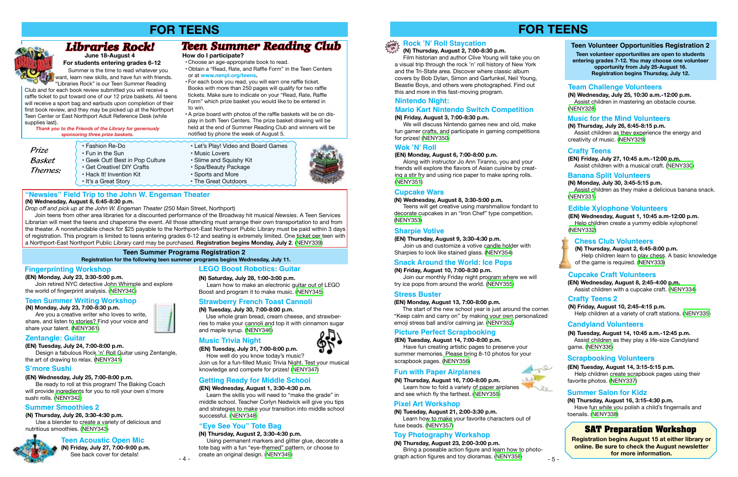# FOR TEENS

## Libraries Rock!

**June 18-August 4**

**For students entering grades 6-12**

Summer is the time to read whatever you want, learn new skills, and have fun with friends. "Libraries Rock" is our Teen Summer Reading Club and for each book review submitted you will receive a raffle ticket to put toward one of our 12 prize baskets. All teens will receive a sport bag and earbuds upon completion of their first book review, and they may be picked up at the Northport Teen Center or East Northport Adult Reference Desk (while supplies last).

*Thank you to the Friends of the Library for generously sponsoring three prize baskets.*

## Teen Summer Reading Club

**How do I participate?**

- Choose an age-appropriate book to read.
- Obtain a "Read, Rate, and Raffle Form" in the Teen Centers or at **www.nenpl.org/teens.**
- For each book you read, you will earn one raffle ticket. Books with more than 250 pages will qualify for two raffle tickets. Be sure to indicate on your "Read, Rate, Raffle Form" which prize basket you would like to be entered in to win.
- A prize board with photos of the raffle baskets will be on display in both Teen Centers. The prize basket drawing will be held at the end of Summer Reading Club and winners will be notified by phone the week of August 5.

*Prize Basket Themes:*

- Fashion Re-Do
- Fun in the Sun
- Geek Out! Best in Pop Culture
- Get Creative! DIY Crafts
- Hack It! Invention Kit
- It's a Great Story
- Let's Play! Video and Board Games
- Music Lovers
- Slime and Squishy Kit
- Spa/Beauty Package
- Sports and More
- The Great Outdoors

### "Newsies" Field Trip to the John W. Engeman Theater

**(N) Wednesday, August 8, 6:45-8:30 p.m.**

*Drop off and pick up at the John W. Engeman Theater* (250 Main Street, Northport)

Join teens from other area libraries for a discounted performance of the Broadway hit musical *Newsies*. A Teen Services Librarian will meet the teens and chaperone the event. All those attending must arrange their own transportation to and from the theater. A nonrefundable check for $25 payable to the Northport-East Northport Public Library must be paid within 3 days of registration. This program is limited to teens entering grades 6-12 and seating is extremely limited. One ticket per teen with a Northport-East Northport Public Library card may be purchased. **Registration begins Monday, July 2.** (NENY339)

## Teen Summer Programs Registration 2

**Registration for the following teen summer programs begins Wednesday, July 11.**

### Fingerprinting Workshop

**(EN) Monday, July 23, 3:30-5:00 p.m.**

Join retired NYC detective John Whimple and explore the world of fingerprint analysis. (NENY340)

### Teen Summer Writing Workshop

**(N) Monday, July 23, 7:00-8:30 p.m.**

Are you a creative writer who loves to write, share, and listen to stories? Find your voice and share your talent. (NENY361)

### Zentangle: Guitar

**(EN) Tuesday, July 24, 7:00-8:00 p.m.**

Design a fabulous Rock 'n' Roll Guitar using Zentangle, the art of drawing to relax. (NENY341)

### S'more Sushi

**(EN) Wednesday, July 25, 7:00-8:00 p.m.**

Be ready to roll at this program! The Baking Coach will provide ingredients for you to roll your own s'more sushi rolls. (NENY342)

### Summer Smoothies 2

**(N) Thursday, July 26, 3:30-4:30 p.m.**

Use a blender to create a variety of delicious and nutritious smoothies. (NENY343)

### Teen Acoustic Open Mic

**(N) Friday, July 27, 7:00-9:00 p.m.**

See back cover for details!

### LEGO Boost Robotics: Guitar

**(N) Saturday, July 28, 1:00-3:00 p.m.**

Learn how to make an electronic guitar out of LEGO Boost and program it to make music. (NENY345)

### Strawberry French Toast Cannoli

**(N) Tuesday, July 30, 7:00-8:00 p.m.**

Use whole grain bread, cream cheese, and strawberries to make your cannoli and top it with cinnamon sugar and maple syrup. (NENY346)

### Music Trivia Night

**(EN) Tuesday, July 31, 7:00-8:00 p.m.**

How well do you know today's music? Join us for a fun-filled Music Trivia Night. Test your musical knowledge and compete for prizes! (NENY347)

### Getting Ready for Middle School

**(EN) Wednesday, August 1, 3:30-4:30 p.m.**

Learn the skills you will need to "make the grade" in middle school. Teacher Corlyn Nedwick will give you tips and strategies to make your transition into middle school successful. (NENY348)

### "Eye See You" Tote Bag

**(N) Thursday, August 2, 3:30-4:30 p.m.**

Using permanent markers and glitter glue, decorate a tote bag with a fun "eye-themed" pattern, or choose to create an original design. (NENY349)

# FOR TEENS

### Rock 'N' Roll Staycation

**(N) Thursday, August 2, 7:00-8:30 p.m.**

Film historian and author Clive Young will take you on a visual trip through the rock 'n' roll history of New York and the Tri-State area. Discover where classic album covers by Bob Dylan, Simon and Garfunkel, Neil Young, Beastie Boys, and others were photographed. Find out this and more in this fast-moving program.

### Nintendo Night: Mario Kart Nintendo Switch Competition

**(N) Friday, August 3, 7:00-8:30 p.m.**

We will discuss Nintendo games new and old, make fun gamer crafts, and participate in gaming competitions for prizes! (NENY350)

### Wok 'N' Roll

**(EN) Monday, August 6, 7:00-8:00 p.m.**

Along with instructor Jo Ann Tiranno, you and your friends will explore the flavors of Asian cuisine by creating a stir fry and using rice paper to make spring rolls. (NENY351)

### Cupcake Wars

**(N) Wednesday, August 8, 3:30-5:00 p.m.**

Teens will get creative using marshmallow fondant to decorate cupcakes in an "Iron Chef" type competition. (NENY353)

### Sharpie Votive

**(EN) Thursday, August 9, 3:30-4:30 p.m.**

Join us and customize a votive candle holder with Sharpies to look like stained glass. (NENY354)

### Snack Around the World: Ice Pops

**(N) Friday, August 10, 7:00-8:30 p.m.**

Join our monthly Friday night program where we will try ice pops from around the world. (NENY355)

### Stress Buster

**(EN) Monday, August 13, 7:00-8:00 p.m.**

The start of the new school year is just around the corner. "Keep calm and carry on" by making your own personalized emoji stress ball and/or calming jar. (NENY352)

### Picture Perfect Scrapbooking

**(EN) Tuesday, August 14, 7:00-8:00 p.m.**

Have fun creating artistic pages to preserve your summer memories. Please bring 8-10 photos for your scrapbook pages. (NENY356)

### Fun with Paper Airplanes

**(N) Thursday, August 16, 7:00-8:00 p.m.**

Learn how to fold a variety of paper airplanes and see which fly the farthest. (NENY359)

### Pixel Art Workshop

**(N) Tuesday, August 21, 2:00-3:30 p.m.**

Learn how to make your favorite characters out of fuse beads. (NENY357)

### Toy Photography Workshop

**(N) Thursday, August 23, 2:00-3:00 p.m.**

Bring a poseable action figure and learn how to photograph action figures and toy dioramas. (NENY358)

## Teen Volunteer Opportunities Registration 2

**Teen volunteer opportunities are open to students entering grades 7-12. You may choose one volunteer opportunity from July 25-August 16. Registration begins Thursday, July 12.**

### Team Challenge Volunteers

**(N) Wednesday, July 25, 10:30 a.m.-12:00 p.m.**

Assist children in mastering an obstacle course. (NENY328)

### Music for the Mind Volunteers

**(N) Thursday, July 26, 6:45-8:15 p.m.**

Assist children as they experience the energy and creativity of music. (NENY329)

### Crafty Teens

**(EN) Friday, July 27, 10:45 a.m.-12:00 p.m.**

Assist children with a musical craft. (NENY330)

### Banana Split Volunteers

**(N) Monday, July 30, 3:45-5:15 p.m.**

Assist children as they make a delicious banana snack. (NENY331)

### Edible Xylophone Volunteers

**(EN) Wednesday, August 1, 10:45 a.m-12:00 p.m.**

Help children create a yummy edible xylophone! (NENY332)

### Chess Club Volunteers

**(N) Thursday, August 2, 6:45-8:00 p.m.**

Help children learn to play chess. A basic knowledge of the game is required. (NENY333)

### Cupcake Craft Volunteers

**(EN) Wednesday, August 8, 2:45-4:00 p.m.**

Assist children with a cupcake craft. (NENY334)

### Crafty Teens 2

**(N) Friday, August 10, 2:45-4:15 p.m.**

Help children at a variety of craft stations. (NENY335)

### Candyland Volunteers

**(N) Tuesday, August 14, 10:45 a.m.-12:45 p.m.**

Assist children as they play a life-size Candyland game. (NENY336)

### Scrapbooking Volunteers

**(EN) Tuesday, August 14, 3:15-5:15 p.m.**

Help children create scrapbook pages using their favorite photos. (NENY337)

### Summer Salon for Kidz

**(N) Thursday, August 16, 3:15-4:30 p.m.**

Have fun while you polish a child's fingernails and toenails. (NENY338)

## SAT Preparation Workshop

**Registration begins August 15 at either library or online. Be sure to check the August newsletter for more information.**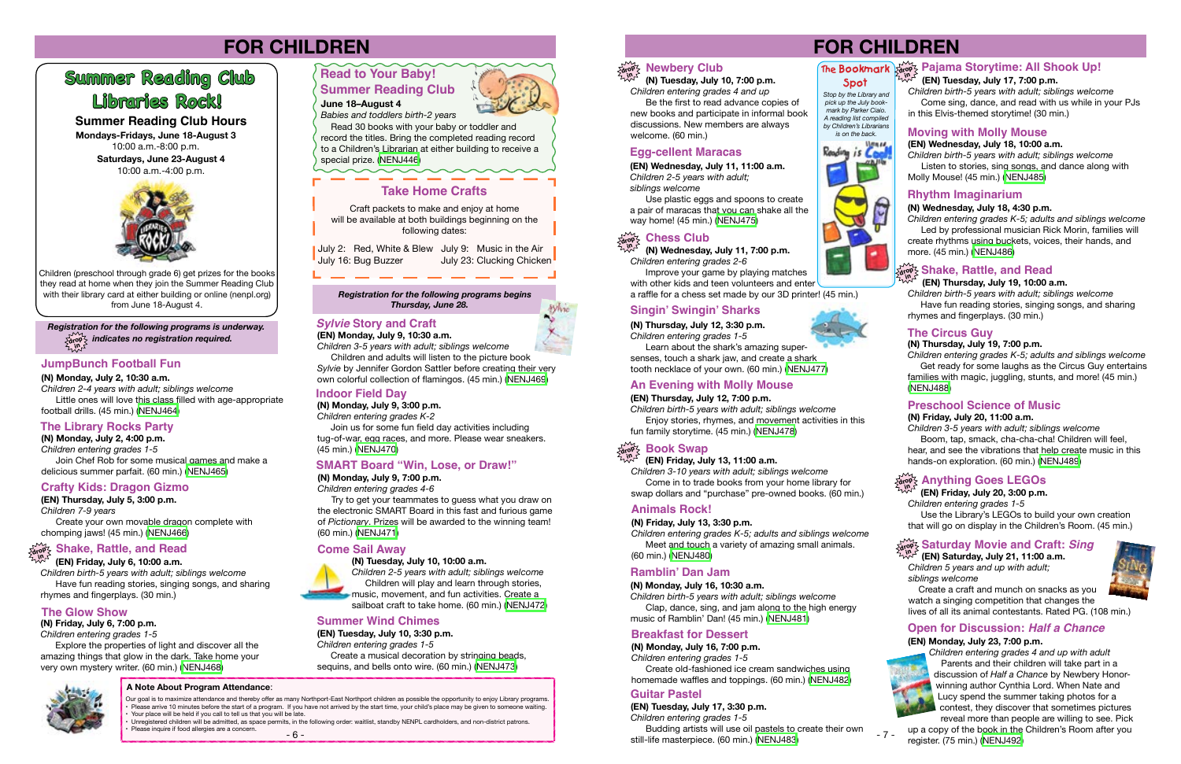# FOR CHILDREN

## Summer Reading Club Libraries Rock!

**Summer Reading Club Hours**

**Mondays-Fridays, June 18-August 3**
10:00 a.m.-8:00 p.m.

**Saturdays, June 23-August 4**
10:00 a.m.-4:00 p.m.

Children (preschool through grade 6) get prizes for the books they read at home when they join the Summer Reading Club with their library card at either building or online (nenpl.org) from June 18-August 4.

***Registration for the following programs is underway. drop in indicates no registration required.***

### JumpBunch Football Fun

**(N) Monday, July 2, 10:30 a.m.**
*Children 2-4 years with adult; siblings welcome*

Little ones will love this class filled with age-appropriate football drills. (45 min.) (NENJ464)

### The Library Rocks Party

**(N) Monday, July 2, 4:00 p.m.**
*Children entering grades 1-5*

Join Chef Rob for some musical games and make a delicious summer parfait. (60 min.) (NENJ465)

### Crafty Kids: Dragon Gizmo

**(EN) Thursday, July 5, 3:00 p.m.**
*Children 7-9 years*

Create your own movable dragon complete with chomping jaws! (45 min.) (NENJ466)

### Shake, Rattle, and Read (drop in)

**(EN) Friday, July 6, 10:00 a.m.**
*Children birth-5 years with adult; siblings welcome*

Have fun reading stories, singing songs, and sharing rhymes and fingerplays. (30 min.)

### The Glow Show

**(N) Friday, July 6, 7:00 p.m.**
*Children entering grades 1-5*

Explore the properties of light and discover all the amazing things that glow in the dark. Take home your very own mystery writer. (60 min.) (NENJ468)

### Read to Your Baby! Summer Reading Club

**June 18–August 4**
*Babies and toddlers birth-2 years*

Read 30 books with your baby or toddler and record the titles. Bring the completed reading record to a Children's Librarian at either building to receive a special prize. (NENJ446)

### Take Home Crafts

Craft packets to make and enjoy at home will be available at both buildings beginning on the following dates:

July 2: Red, White & Blew
July 9: Music in the Air
July 16: Bug Buzzer
July 23: Clucking Chicken

***Registration for the following programs begins Thursday, June 28.***

### *Sylvie* Story and Craft

**(EN) Monday, July 9, 10:30 a.m.**
*Children 3-5 years with adult; siblings welcome*

Children and adults will listen to the picture book *Sylvie* by Jennifer Gordon Sattler before creating their very own colorful collection of flamingos. (45 min.) (NENJ469)

### Indoor Field Day

**(N) Monday, July 9, 3:00 p.m.**
*Children entering grades K-2*

Join us for some fun field day activities including tug-of-war, egg races, and more. Please wear sneakers. (45 min.) (NENJ470)

### SMART Board "Win, Lose, or Draw!"

**(N) Monday, July 9, 7:00 p.m.**
*Children entering grades 4-6*

Try to get your teammates to guess what you draw on the electronic SMART Board in this fast and furious game of *Pictionary*. Prizes will be awarded to the winning team! (60 min.) (NENJ471)

### Come Sail Away

**(N) Tuesday, July 10, 10:00 a.m.**
*Children 2-5 years with adult; siblings welcome*

Children will play and learn through stories, music, movement, and fun activities. Create a sailboat craft to take home. (60 min.) (NENJ472)

### Summer Wind Chimes

**(EN) Tuesday, July 10, 3:30 p.m.**
*Children entering grades 1-5*

Create a musical decoration by stringing beads, sequins, and bells onto wire. (60 min.) (NENJ473)

**A Note About Program Attendance**:

Our goal is to maximize attendance and thereby offer as many Northport-East Northport children as possible the opportunity to enjoy Library programs.

- Please arrive 10 minutes before the start of a program. If you have not arrived by the start time, your child's place may be given to someone waiting.
- Your place will be held if you call to tell us that you will be late.
- Unregistered children will be admitted, as space permits, in the following order: waitlist, standby NENPL cardholders, and non-district patrons.
- Please inquire if food allergies are a concern.

# FOR CHILDREN

### Newbery Club (drop in)

**(N) Tuesday, July 10, 7:00 p.m.**
*Children entering grades 4 and up*

Be the first to read advance copies of new books and participate in informal book discussions. New members are always welcome. (60 min.)

### Egg-cellent Maracas

**(EN) Wednesday, July 11, 11:00 a.m.**
*Children 2-5 years with adult; siblings welcome*

Use plastic eggs and spoons to create a pair of maracas that you can shake all the way home! (45 min.) (NENJ475)

### Chess Club (drop in)

**(N) Wednesday, July 11, 7:00 p.m.**
*Children entering grades 2-6*

Improve your game by playing matches with other kids and teen volunteers and enter a raffle for a chess set made by our 3D printer! (45 min.)

### Singin' Swingin' Sharks

**(N) Thursday, July 12, 3:30 p.m.**
*Children entering grades 1-5*

Learn about the shark's amazing super-senses, touch a shark jaw, and create a shark tooth necklace of your own. (60 min.) (NENJ477)

### An Evening with Molly Mouse

**(EN) Thursday, July 12, 7:00 p.m.**
*Children birth-5 years with adult; siblings welcome*

Enjoy stories, rhymes, and movement activities in this fun family storytime. (45 min.) (NENJ478)

### Book Swap (drop in)

**(EN) Friday, July 13, 11:00 a.m.**
*Children 3-10 years with adult; siblings welcome*

Come in to trade books from your home library for swap dollars and "purchase" pre-owned books. (60 min.)

### Animals Rock!

**(N) Friday, July 13, 3:30 p.m.**
*Children entering grades K-5; adults and siblings welcome*

Meet and touch a variety of amazing small animals. (60 min.) (NENJ480)

### Ramblin' Dan Jam

**(N) Monday, July 16, 10:30 a.m.**
*Children birth-5 years with adult; siblings welcome*

Clap, dance, sing, and jam along to the high energy music of Ramblin' Dan! (45 min.) (NENJ481)

### Breakfast for Dessert

**(N) Monday, July 16, 7:00 p.m.**
*Children entering grades 1-5*

Create old-fashioned ice cream sandwiches using homemade waffles and toppings. (60 min.) (NENJ482)

### Guitar Pastel

**(EN) Tuesday, July 17, 3:30 p.m.**
*Children entering grades 1-5*

Budding artists will use oil pastels to create their own still-life masterpiece. (60 min.) (NENJ483)

### The Bookmark Spot

*Stop by the Library and pick up the July bookmark by Parker Ciaio. A reading list compiled by Children's Librarians is on the back.*

### Pajama Storytime: All Shook Up! (drop in)

**(EN) Tuesday, July 17, 7:00 p.m.**
*Children birth-5 years with adult; siblings welcome*

Come sing, dance, and read with us while in your PJs in this Elvis-themed storytime! (30 min.)

### Moving with Molly Mouse

**(EN) Wednesday, July 18, 10:00 a.m.**
*Children birth-5 years with adult; siblings welcome*

Listen to stories, sing songs, and dance along with Molly Mouse! (45 min.) (NENJ485)

### Rhythm Imaginarium

**(N) Wednesday, July 18, 4:30 p.m.**
*Children entering grades K-5; adults and siblings welcome*

Led by professional musician Rick Morin, families will create rhythms using buckets, voices, their hands, and more. (45 min.) (NENJ486)

### Shake, Rattle, and Read (drop in)

**(EN) Thursday, July 19, 10:00 a.m.**
*Children birth-5 years with adult; siblings welcome*

Have fun reading stories, singing songs, and sharing rhymes and fingerplays. (30 min.)

### The Circus Guy

**(N) Thursday, July 19, 7:00 p.m.**
*Children entering grades K-5; adults and siblings welcome*

Get ready for some laughs as the Circus Guy entertains families with magic, juggling, stunts, and more! (45 min.) (NENJ488)

### Preschool Science of Music

**(N) Friday, July 20, 11:00 a.m.**
*Children 3-5 years with adult; siblings welcome*

Boom, tap, smack, cha-cha-cha! Children will feel, hear, and see the vibrations that help create music in this hands-on exploration. (60 min.) (NENJ489)

### Anything Goes LEGOs (drop in)

**(EN) Friday, July 20, 3:00 p.m.**
*Children entering grades 1-5*

Use the Library's LEGOs to build your own creation that will go on display in the Children's Room. (45 min.)

### Saturday Movie and Craft: *Sing* (drop in)

**(EN) Saturday, July 21, 11:00 a.m.**
*Children 5 years and up with adult; siblings welcome*

Create a craft and munch on snacks as you watch a singing competition that changes the lives of all its animal contestants. Rated PG. (108 min.)

### Open for Discussion: *Half a Chance*

**(EN) Monday, July 23, 7:00 p.m.**
*Children entering grades 4 and up with adult*

Parents and their children will take part in a discussion of *Half a Chance* by Newbery Honor-winning author Cynthia Lord. When Nate and Lucy spend the summer taking photos for a contest, they discover that sometimes pictures reveal more than people are willing to see. Pick up a copy of the book in the Children's Room after you register. (75 min.) (NENJ492)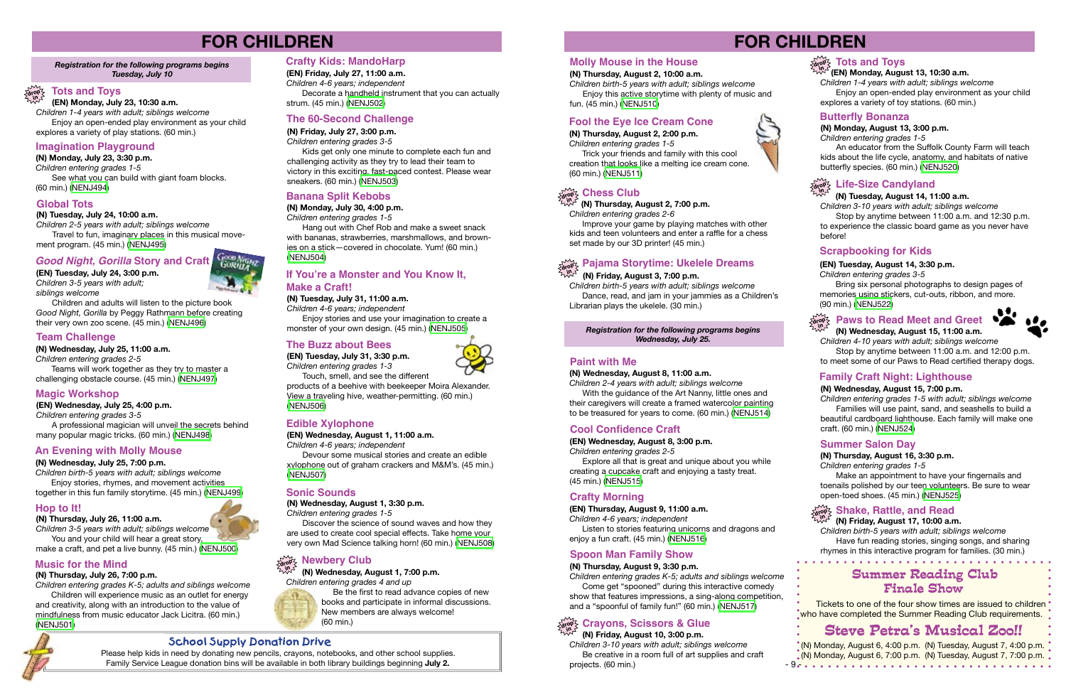# FOR CHILDREN

*Registration for the following programs begins Tuesday, July 10*

## Tots and Toys

**(EN) Monday, July 23, 10:30 a.m.**
*Children 1-4 years with adult; siblings welcome*
Enjoy an open-ended play environment as your child explores a variety of play stations. (60 min.)

## Imagination Playground

**(N) Monday, July 23, 3:30 p.m.**
*Children entering grades 1-5*
See what you can build with giant foam blocks. (60 min.) (NENJ494)

## Global Tots

**(N) Tuesday, July 24, 10:00 a.m.**
*Children 2-5 years with adult; siblings welcome*
Travel to fun, imaginary places in this musical movement program. (45 min.) (NENJ495)

## *Good Night, Gorilla* Story and Craft

**(EN) Tuesday, July 24, 3:00 p.m.**
*Children 3-5 years with adult; siblings welcome*
Children and adults will listen to the picture book *Good Night, Gorilla* by Peggy Rathmann before creating their very own zoo scene. (45 min.) (NENJ496)

## Team Challenge

**(N) Wednesday, July 25, 11:00 a.m.**
*Children entering grades 2-5*
Teams will work together as they try to master a challenging obstacle course. (45 min.) (NENJ497)

## Magic Workshop

**(EN) Wednesday, July 25, 4:00 p.m.**
*Children entering grades 3-5*
A professional magician will unveil the secrets behind many popular magic tricks. (60 min.) (NENJ498)

## An Evening with Molly Mouse

**(N) Wednesday, July 25, 7:00 p.m.**
*Children birth-5 years with adult; siblings welcome*
Enjoy stories, rhymes, and movement activities together in this fun family storytime. (45 min.) (NENJ499)

## Hop to It!

**(N) Thursday, July 26, 11:00 a.m.**
*Children 3-5 years with adult; siblings welcome*
You and your child will hear a great story, make a craft, and pet a live bunny. (45 min.) (NENJ500)

## Music for the Mind

**(N) Thursday, July 26, 7:00 p.m.**
*Children entering grades K-5; adults and siblings welcome*
Children will experience music as an outlet for energy and creativity, along with an introduction to the value of mindfulness from music educator Jack Licitra. (60 min.) (NENJ501)

## Crafty Kids: MandoHarp

**(EN) Friday, July 27, 11:00 a.m.**
*Children 4-6 years; independent*
Decorate a handheld instrument that you can actually strum. (45 min.) (NENJ502)

## The 60-Second Challenge

**(N) Friday, July 27, 3:00 p.m.**
*Children entering grades 3-5*
Kids get only one minute to complete each fun and challenging activity as they try to lead their team to victory in this exciting, fast-paced contest. Please wear sneakers. (60 min.) (NENJ503)

## Banana Split Kebobs

**(N) Monday, July 30, 4:00 p.m.**
*Children entering grades 1-5*
Hang out with Chef Rob and make a sweet snack with bananas, strawberries, marshmallows, and brownies on a stick—covered in chocolate. Yum! (60 min.) (NENJ504)

## If You're a Monster and You Know It, Make a Craft!

**(N) Tuesday, July 31, 11:00 a.m.**
*Children 4-6 years; independent*
Enjoy stories and use your imagination to create a monster of your own design. (45 min.) (NENJ505)

## The Buzz about Bees

**(EN) Tuesday, July 31, 3:30 p.m.**
*Children entering grades 1-3*
Touch, smell, and see the different products of a beehive with beekeeper Moira Alexander. View a traveling hive, weather-permitting. (60 min.) (NENJ506)

## Edible Xylophone

**(EN) Wednesday, August 1, 11:00 a.m.**
*Children 4-6 years; independent*
Devour some musical stories and create an edible xylophone out of graham crackers and M&M's. (45 min.) (NENJ507)

## Sonic Sounds

**(N) Wednesday, August 1, 3:30 p.m.**
*Children entering grades 1-5*
Discover the science of sound waves and how they are used to create cool special effects. Take home your very own Mad Science talking horn! (60 min.) (NENJ508)

## Newbery Club

**(N) Wednesday, August 1, 7:00 p.m.**
*Children entering grades 4 and up*
Be the first to read advance copies of new books and participate in informal discussions. New members are always welcome! (60 min.)

## School Supply Donation Drive

Please help kids in need by donating new pencils, crayons, notebooks, and other school supplies. Family Service League donation bins will be available in both library buildings beginning **July 2.**

# FOR CHILDREN

## Molly Mouse in the House

**(N) Thursday, August 2, 10:00 a.m.**
*Children birth-5 years with adult; siblings welcome*
Enjoy this active storytime with plenty of music and fun. (45 min.) (NENJ510)

## Fool the Eye Ice Cream Cone

**(N) Thursday, August 2, 2:00 p.m.**
*Children entering grades 1-5*
Trick your friends and family with this cool creation that looks like a melting ice cream cone. (60 min.) (NENJ511)

## Chess Club

**(N) Thursday, August 2, 7:00 p.m.**
*Children entering grades 2-6*
Improve your game by playing matches with other kids and teen volunteers and enter a raffle for a chess set made by our 3D printer! (45 min.)

## Pajama Storytime: Ukelele Dreams

**(N) Friday, August 3, 7:00 p.m.**
*Children birth-5 years with adult; siblings welcome*
Dance, read, and jam in your jammies as a Children's Librarian plays the ukelele. (30 min.)

*Registration for the following programs begins Wednesday, July 25.*

## Paint with Me

**(N) Wednesday, August 8, 11:00 a.m.**
*Children 2-4 years with adult; siblings welcome*
With the guidance of the Art Nanny, little ones and their caregivers will create a framed watercolor painting to be treasured for years to come. (60 min.) (NENJ514)

## Cool Confidence Craft

**(EN) Wednesday, August 8, 3:00 p.m.**
*Children entering grades 2-5*
Explore all that is great and unique about you while creating a cupcake craft and enjoying a tasty treat. (45 min.) (NENJ515)

## Crafty Morning

**(EN) Thursday, August 9, 11:00 a.m.**
*Children 4-6 years; independent*
Listen to stories featuring unicorns and dragons and enjoy a fun craft. (45 min.) (NENJ516)

## Spoon Man Family Show

**(N) Thursday, August 9, 3:30 p.m.**
*Children entering grades K-5; adults and siblings welcome*
Come get "spooned" during this interactive comedy show that features impressions, a sing-along competition, and a "spoonful of family fun!" (60 min.) (NENJ517)

## Crayons, Scissors & Glue

**(N) Friday, August 10, 3:00 p.m.**
*Children 3-10 years with adult; siblings welcome*
Be creative in a room full of art supplies and craft projects. (60 min.)

## Tots and Toys

**(EN) Monday, August 13, 10:30 a.m.**
*Children 1-4 years with adult; siblings welcome*
Enjoy an open-ended play environment as your child explores a variety of toy stations. (60 min.)

## Butterfly Bonanza

**(N) Monday, August 13, 3:00 p.m.**
*Children entering grades 1-5*
An educator from the Suffolk County Farm will teach kids about the life cycle, anatomy, and habitats of native butterfly species. (60 min.) (NENJ520)

## Life-Size Candyland

**(N) Tuesday, August 14, 11:00 a.m.**
*Children 3-10 years with adult; siblings welcome*
Stop by anytime between 11:00 a.m. and 12:30 p.m. to experience the classic board game as you never have before!

## Scrapbooking for Kids

**(EN) Tuesday, August 14, 3:30 p.m.**
*Children entering grades 3-5*
Bring six personal photographs to design pages of memories using stickers, cut-outs, ribbon, and more. (90 min.) (NENJ522)

## Paws to Read Meet and Greet

**(N) Wednesday, August 15, 11:00 a.m.**
*Children 4-10 years with adult; siblings welcome*
Stop by anytime between 11:00 a.m. and 12:00 p.m. to meet some of our Paws to Read certified therapy dogs.

## Family Craft Night: Lighthouse

**(N) Wednesday, August 15, 7:00 p.m.**
*Children entering grades 1-5 with adult; siblings welcome*
Families will use paint, sand, and seashells to build a beautiful cardboard lighthouse. Each family will make one craft. (60 min.) (NENJ524)

## Summer Salon Day

**(N) Thursday, August 16, 3:30 p.m.**
*Children entering grades 1-5*
Make an appointment to have your fingernails and toenails polished by our teen volunteers. Be sure to wear open-toed shoes. (45 min.) (NENJ525)

## Shake, Rattle, and Read

**(N) Friday, August 17, 10:00 a.m.**
*Children birth-5 years with adult; siblings welcome*
Have fun reading stories, singing songs, and sharing rhymes in this interactive program for families. (30 min.)

## Summer Reading Club Finale Show

Tickets to one of the four show times are issued to children who have completed the Summer Reading Club requirements.

### Steve Petra's Musical Zoo!!

(N) Monday, August 6, 4:00 p.m.
(N) Monday, August 6, 7:00 p.m.
(N) Tuesday, August 7, 4:00 p.m.
(N) Tuesday, August 7, 7:00 p.m.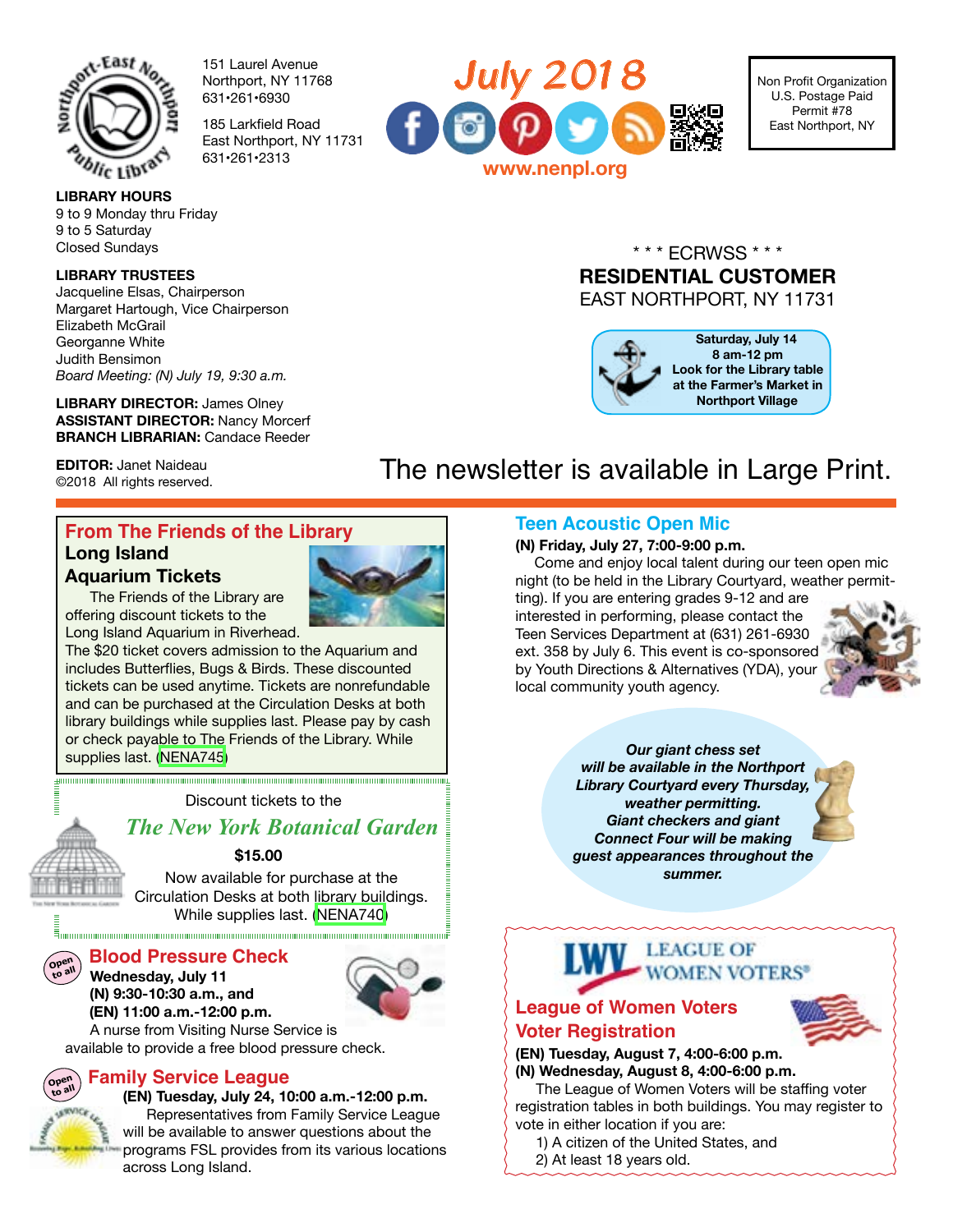151 Laurel Avenue
Northport, NY 11768
631•261•6930

185 Larkfield Road
East Northport, NY 11731
631•261•2313

# July 2018

www.nenpl.org

Non Profit Organization
U.S. Postage Paid
Permit #78
East Northport, NY

**LIBRARY HOURS**
9 to 9 Monday thru Friday
9 to 5 Saturday
Closed Sundays

**LIBRARY TRUSTEES**
Jacqueline Elsas, Chairperson
Margaret Hartough, Vice Chairperson
Elizabeth McGrail
Georganne White
Judith Bensimon
*Board Meeting: (N) July 19, 9:30 a.m.*

**LIBRARY DIRECTOR:** James Olney
**ASSISTANT DIRECTOR:** Nancy Morcerf
**BRANCH LIBRARIAN:** Candace Reeder

**EDITOR:** Janet Naideau
©2018 All rights reserved.

* * * ECRWSS * * *
**RESIDENTIAL CUSTOMER**
EAST NORTHPORT, NY 11731

**Saturday, July 14**
**8 am-12 pm**
**Look for the Library table at the Farmer's Market in Northport Village**

The newsletter is available in Large Print.

## From The Friends of the Library

### Long Island Aquarium Tickets

The Friends of the Library are offering discount tickets to the Long Island Aquarium in Riverhead. The $20 ticket covers admission to the Aquarium and includes Butterflies, Bugs & Birds. These discounted tickets can be used anytime. Tickets are nonrefundable and can be purchased at the Circulation Desks at both library buildings while supplies last. Please pay by cash or check payable to The Friends of the Library. While supplies last. (NENA745)

Discount tickets to the

### *The New York Botanical Garden*

**$15.00**

Now available for purchase at the Circulation Desks at both library buildings. While supplies last. (NENA740)

## Blood Pressure Check

Open to all

**Wednesday, July 11**
**(N) 9:30-10:30 a.m., and**
**(EN) 11:00 a.m.-12:00 p.m.**

A nurse from Visiting Nurse Service is available to provide a free blood pressure check.

## Family Service League

Open to all

**(EN) Tuesday, July 24, 10:00 a.m.-12:00 p.m.**

Representatives from Family Service League will be available to answer questions about the programs FSL provides from its various locations across Long Island.

## Teen Acoustic Open Mic

**(N) Friday, July 27, 7:00-9:00 p.m.**

Come and enjoy local talent during our teen open mic night (to be held in the Library Courtyard, weather permitting). If you are entering grades 9-12 and are interested in performing, please contact the Teen Services Department at (631) 261-6930 ext. 358 by July 6. This event is co-sponsored by Youth Directions & Alternatives (YDA), your local community youth agency.

***Our giant chess set will be available in the Northport Library Courtyard every Thursday, weather permitting. Giant checkers and giant Connect Four will be making guest appearances throughout the summer.***

LWV LEAGUE OF WOMEN VOTERS®

## League of Women Voters Voter Registration

**(EN) Tuesday, August 7, 4:00-6:00 p.m.**
**(N) Wednesday, August 8, 4:00-6:00 p.m.**

The League of Women Voters will be staffing voter registration tables in both buildings. You may register to vote in either location if you are:

1) A citizen of the United States, and
2) At least 18 years old.